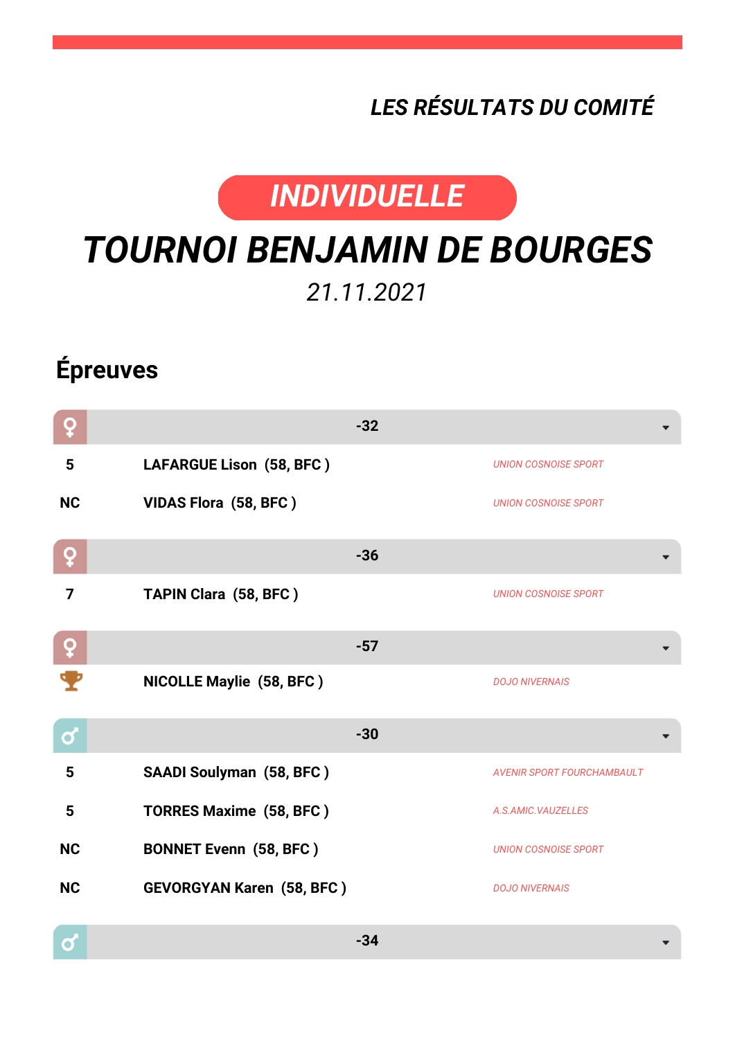LES RÉSULTATS DU COMITÉ

**INDIVIDUELLE**

# TOURNOI BENJAMIN DE BOURGES

21.11.2021

## Épreuves

### ♀ -32

| | | |
|---|---|---|
| 5 | LAFARGUE Lison (58, BFC ) | UNION COSNOISE SPORT |
| NC | VIDAS Flora (58, BFC ) | UNION COSNOISE SPORT |

### ♀ -36

| | | |
|---|---|---|
| 7 | TAPIN Clara (58, BFC ) | UNION COSNOISE SPORT |

### ♀ -57

| | | |
|---|---|---|
| 🏆 | NICOLLE Maylie (58, BFC ) | DOJO NIVERNAIS |

### ♂ -30

| | | |
|---|---|---|
| 5 | SAADI Soulyman (58, BFC ) | AVENIR SPORT FOURCHAMBAULT |
| 5 | TORRES Maxime (58, BFC ) | A.S.AMIC.VAUZELLES |
| NC | BONNET Evenn (58, BFC ) | UNION COSNOISE SPORT |
| NC | GEVORGYAN Karen (58, BFC ) | DOJO NIVERNAIS |

### ♂ -34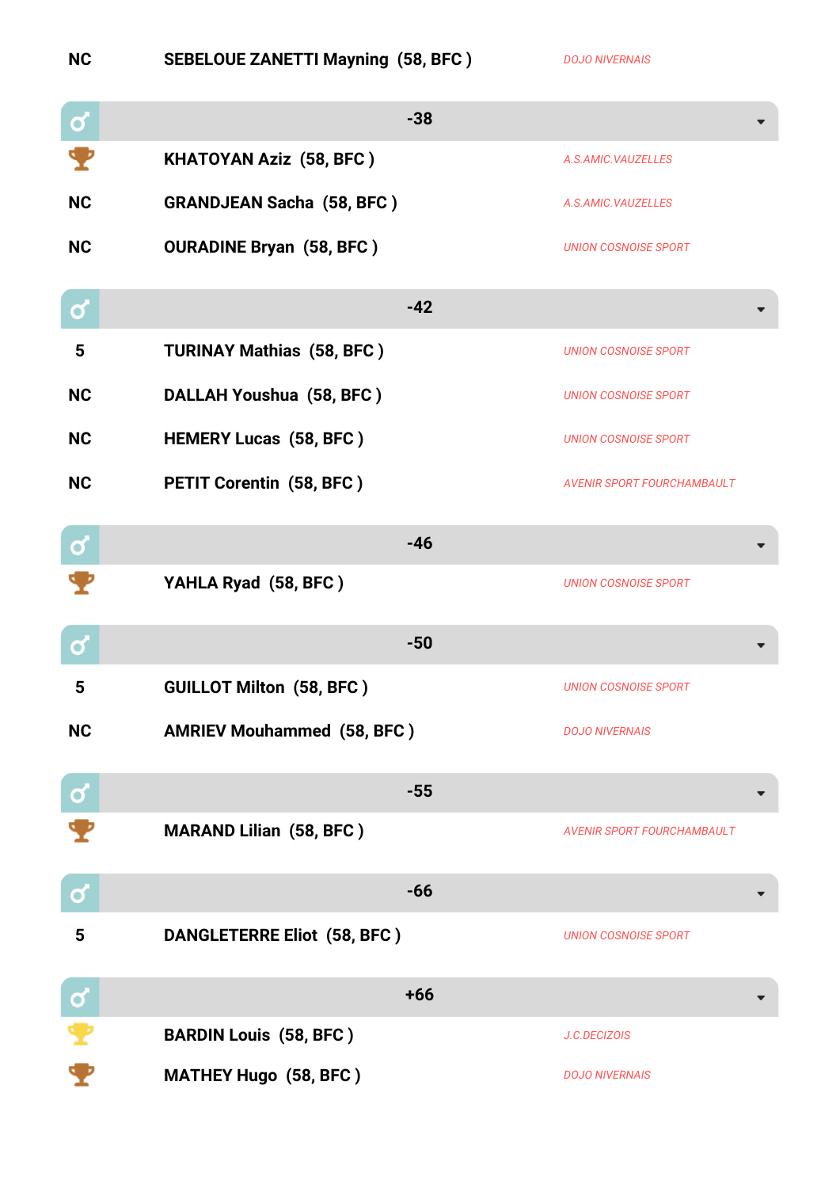| | | |
|---|---|---|
| NC | **SEBELOUE ZANETTI Mayning (58, BFC )** | *DOJO NIVERNAIS* |

## -38

| | | |
|---|---|---|
| 🏆 | **KHATOYAN Aziz (58, BFC )** | *A.S.AMIC.VAUZELLES* |
| NC | **GRANDJEAN Sacha (58, BFC )** | *A.S.AMIC.VAUZELLES* |
| NC | **OURADINE Bryan (58, BFC )** | *UNION COSNOISE SPORT* |

## -42

| | | |
|---|---|---|
| 5 | **TURINAY Mathias (58, BFC )** | *UNION COSNOISE SPORT* |
| NC | **DALLAH Youshua (58, BFC )** | *UNION COSNOISE SPORT* |
| NC | **HEMERY Lucas (58, BFC )** | *UNION COSNOISE SPORT* |
| NC | **PETIT Corentin (58, BFC )** | *AVENIR SPORT FOURCHAMBAULT* |

## -46

| | | |
|---|---|---|
| 🏆 | **YAHLA Ryad (58, BFC )** | *UNION COSNOISE SPORT* |

## -50

| | | |
|---|---|---|
| 5 | **GUILLOT Milton (58, BFC )** | *UNION COSNOISE SPORT* |
| NC | **AMRIEV Mouhammed (58, BFC )** | *DOJO NIVERNAIS* |

## -55

| | | |
|---|---|---|
| 🏆 | **MARAND Lilian (58, BFC )** | *AVENIR SPORT FOURCHAMBAULT* |

## -66

| | | |
|---|---|---|
| 5 | **DANGLETERRE Eliot (58, BFC )** | *UNION COSNOISE SPORT* |

## +66

| | | |
|---|---|---|
| 🏆 | **BARDIN Louis (58, BFC )** | *J.C.DECIZOIS* |
| 🏆 | **MATHEY Hugo (58, BFC )** | *DOJO NIVERNAIS* |